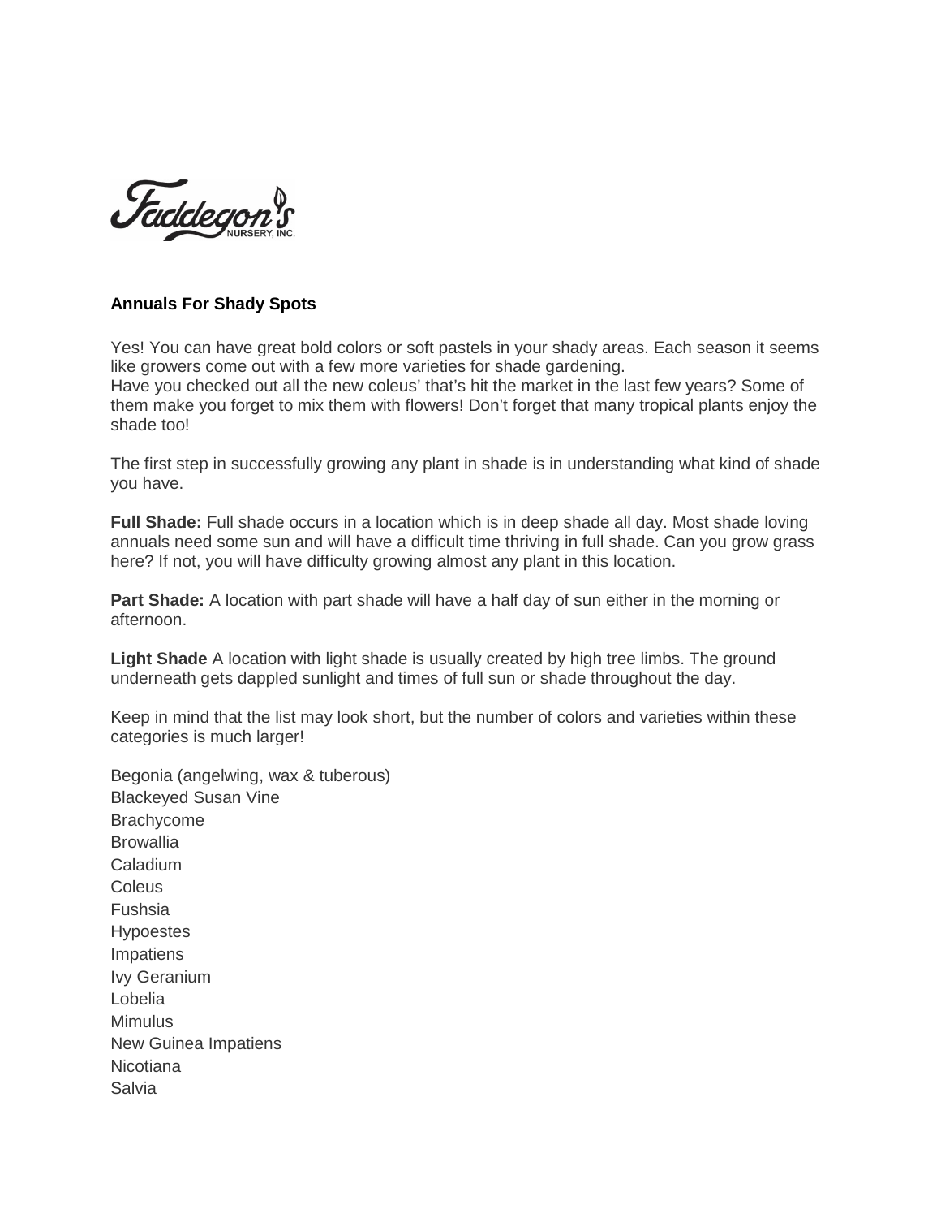Faddegon's NURSERY, INC.

## Annuals For Shady Spots

Yes! You can have great bold colors or soft pastels in your shady areas. Each season it seems like growers come out with a few more varieties for shade gardening.
Have you checked out all the new coleus' that's hit the market in the last few years? Some of them make you forget to mix them with flowers! Don't forget that many tropical plants enjoy the shade too!

The first step in successfully growing any plant in shade is in understanding what kind of shade you have.

**Full Shade:** Full shade occurs in a location which is in deep shade all day. Most shade loving annuals need some sun and will have a difficult time thriving in full shade. Can you grow grass here? If not, you will have difficulty growing almost any plant in this location.

**Part Shade:** A location with part shade will have a half day of sun either in the morning or afternoon.

**Light Shade** A location with light shade is usually created by high tree limbs. The ground underneath gets dappled sunlight and times of full sun or shade throughout the day.

Keep in mind that the list may look short, but the number of colors and varieties within these categories is much larger!

Begonia (angelwing, wax & tuberous)
Blackeyed Susan Vine
Brachycome
Browallia
Caladium
Coleus
Fushsia
Hypoestes
Impatiens
Ivy Geranium
Lobelia
Mimulus
New Guinea Impatiens
Nicotiana
Salvia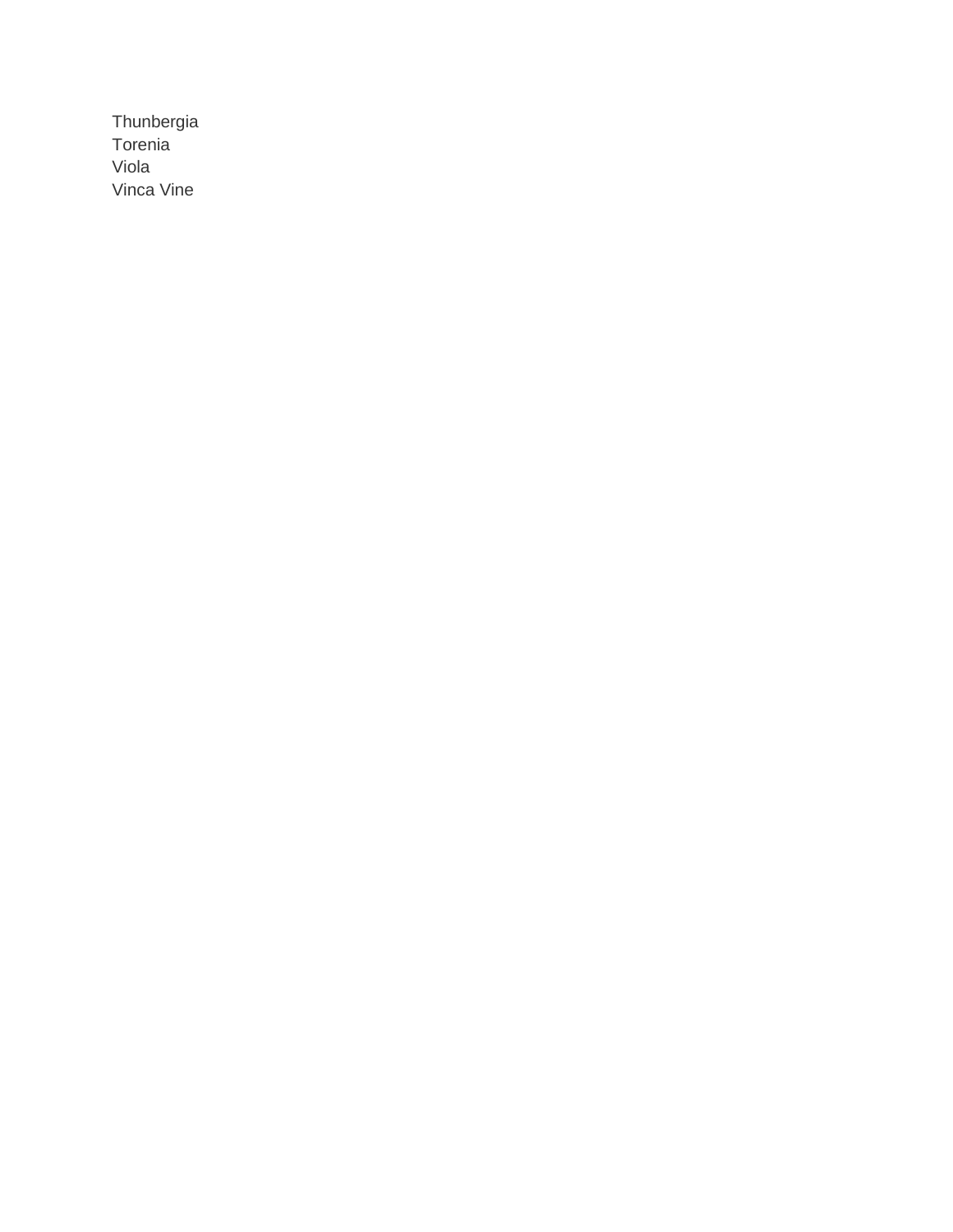Thunbergia
Torenia
Viola
Vinca Vine